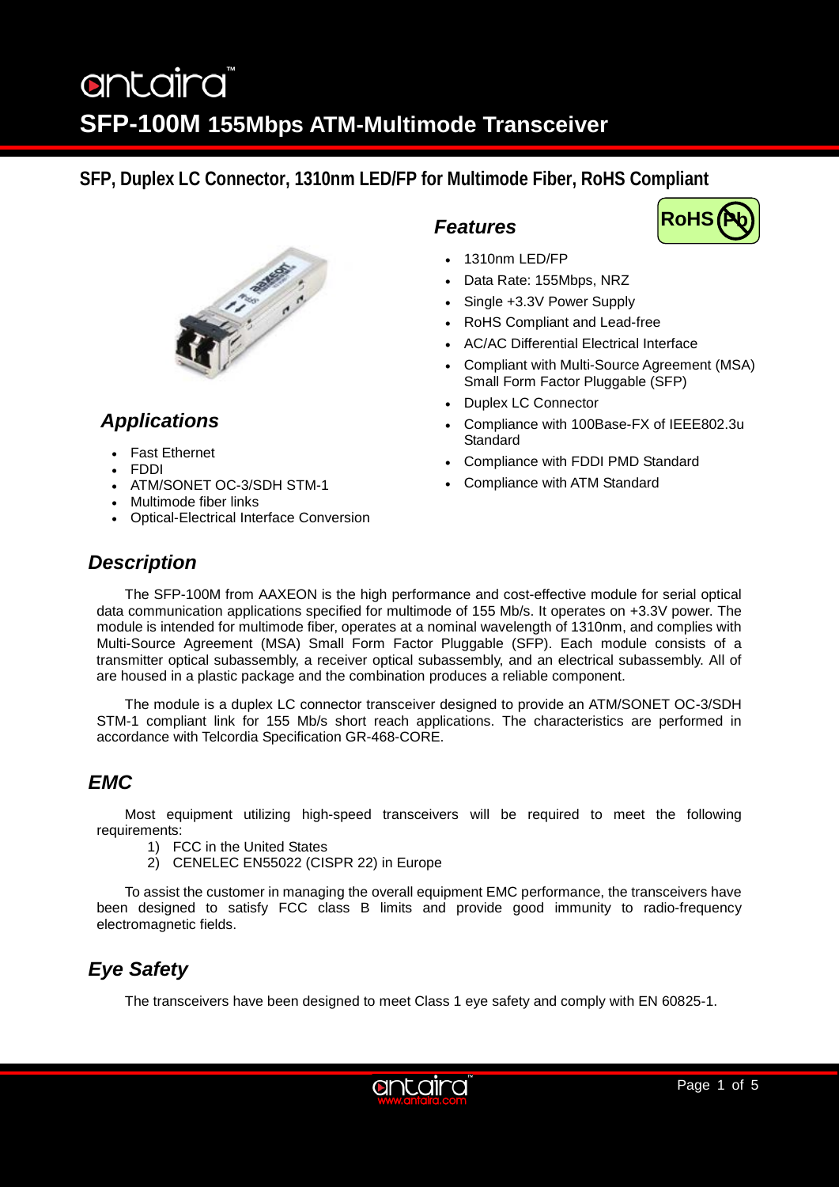# SFP-100M 155Mbps ATM-Multimode Transceiver

## SFP, Duplex LC Connector, 1310nm LED/FP for Multimode Fiber, RoHS Compliant

### Features

- 1310nm LED/FP
- Data Rate: 155Mbps, NRZ
- Single +3.3V Power Supply
- RoHS Compliant and Lead-free
- AC/AC Differential Electrical Interface
- Compliant with Multi-Source Agreement (MSA) Small Form Factor Pluggable (SFP)
- Duplex LC Connector
- Compliance with 100Base-FX of IEEE802.3u Standard
- Compliance with FDDI PMD Standard
- Compliance with ATM Standard

### Applications

- Fast Ethernet
- FDDI
- ATM/SONET OC-3/SDH STM-1
- Multimode fiber links
- Optical-Electrical Interface Conversion

### Description

The SFP-100M from AAXEON is the high performance and cost-effective module for serial optical data communication applications specified for multimode of 155 Mb/s. It operates on +3.3V power. The module is intended for multimode fiber, operates at a nominal wavelength of 1310nm, and complies with Multi-Source Agreement (MSA) Small Form Factor Pluggable (SFP). Each module consists of a transmitter optical subassembly, a receiver optical subassembly, and an electrical subassembly. All of are housed in a plastic package and the combination produces a reliable component.

The module is a duplex LC connector transceiver designed to provide an ATM/SONET OC-3/SDH STM-1 compliant link for 155 Mb/s short reach applications. The characteristics are performed in accordance with Telcordia Specification GR-468-CORE.

### EMC

Most equipment utilizing high-speed transceivers will be required to meet the following requirements:

1) FCC in the United States
2) CENELEC EN55022 (CISPR 22) in Europe

To assist the customer in managing the overall equipment EMC performance, the transceivers have been designed to satisfy FCC class B limits and provide good immunity to radio-frequency electromagnetic fields.

### Eye Safety

The transceivers have been designed to meet Class 1 eye safety and comply with EN 60825-1.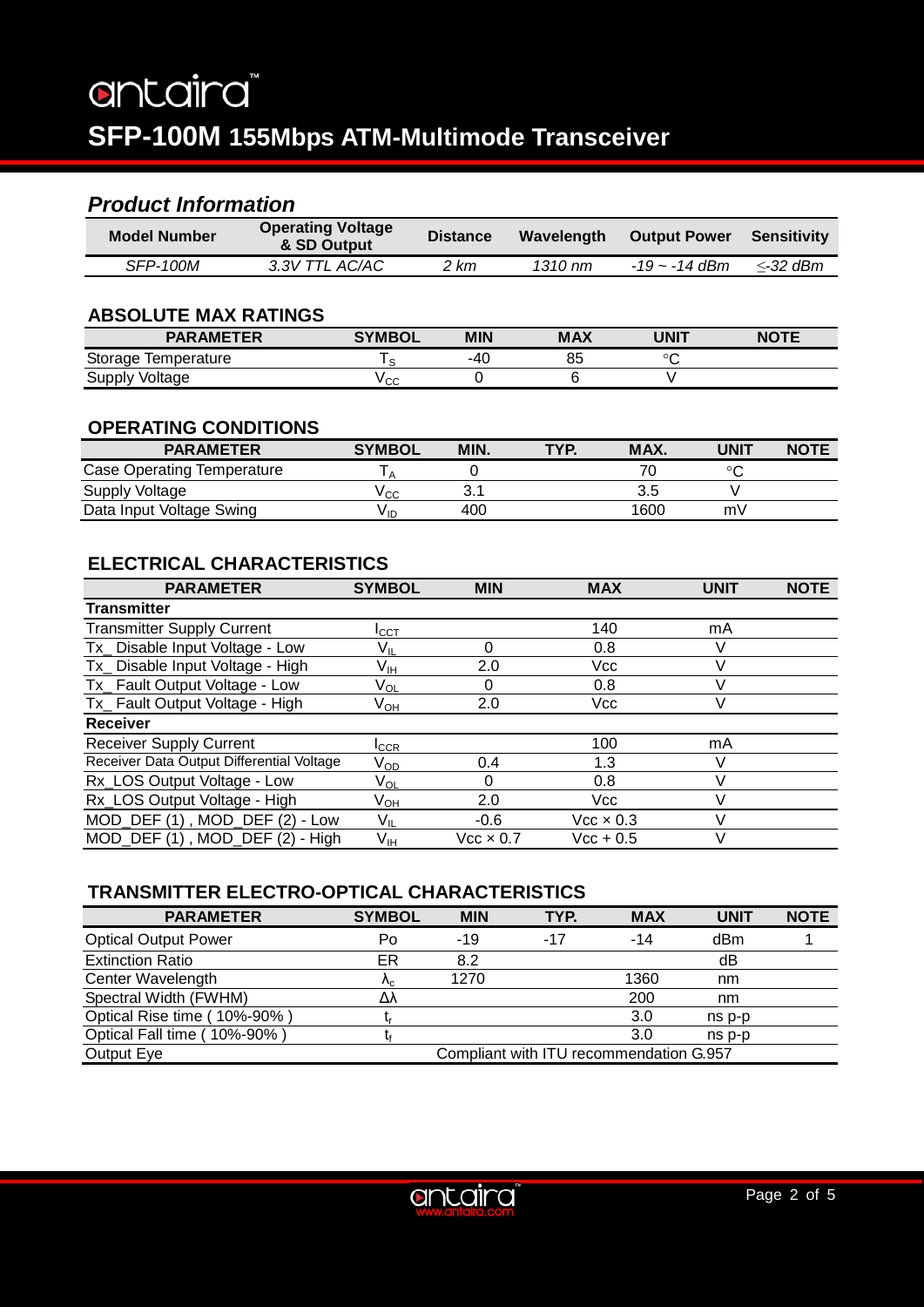# antaira™

## SFP-100M 155Mbps ATM-Multimode Transceiver

### *Product Information*

| Model Number | Operating Voltage & SD Output | Distance | Wavelength | Output Power | Sensitivity |
|---|---|---|---|---|---|
| *SFP-100M* | *3.3V TTL AC/AC* | *2 km* | *1310 nm* | *-19 ~ -14 dBm* | *≤-32 dBm* |

### ABSOLUTE MAX RATINGS

| PARAMETER | SYMBOL | MIN | MAX | UNIT | NOTE |
|---|---|---|---|---|---|
| Storage Temperature | $T_S$ | -40 | 85 | °C | |
| Supply Voltage | $V_{CC}$ | 0 | 6 | V | |

### OPERATING CONDITIONS

| PARAMETER | SYMBOL | MIN. | TYP. | MAX. | UNIT | NOTE |
|---|---|---|---|---|---|---|
| Case Operating Temperature | $T_A$ | 0 | | 70 | °C | |
| Supply Voltage | $V_{CC}$ | 3.1 | | 3.5 | V | |
| Data Input Voltage Swing | $V_{ID}$ | 400 | | 1600 | mV | |

### ELECTRICAL CHARACTERISTICS

| PARAMETER | SYMBOL | MIN | MAX | UNIT | NOTE |
|---|---|---|---|---|---|
| **Transmitter** | | | | | |
| Transmitter Supply Current | $I_{CCT}$ | | 140 | mA | |
| Tx_ Disable Input Voltage - Low | $V_{IL}$ | 0 | 0.8 | V | |
| Tx_ Disable Input Voltage - High | $V_{IH}$ | 2.0 | Vcc | V | |
| Tx_ Fault Output Voltage - Low | $V_{OL}$ | 0 | 0.8 | V | |
| Tx_ Fault Output Voltage - High | $V_{OH}$ | 2.0 | Vcc | V | |
| **Receiver** | | | | | |
| Receiver Supply Current | $I_{CCR}$ | | 100 | mA | |
| Receiver Data Output Differential Voltage | $V_{OD}$ | 0.4 | 1.3 | V | |
| Rx_LOS Output Voltage - Low | $V_{OL}$ | 0 | 0.8 | V | |
| Rx_LOS Output Voltage - High | $V_{OH}$ | 2.0 | Vcc | V | |
| MOD_DEF (1) , MOD_DEF (2) - Low | $V_{IL}$ | -0.6 | Vcc × 0.3 | V | |
| MOD_DEF (1) , MOD_DEF (2) - High | $V_{IH}$ | Vcc × 0.7 | Vcc + 0.5 | V | |

### TRANSMITTER ELECTRO-OPTICAL CHARACTERISTICS

| PARAMETER | SYMBOL | MIN | TYP. | MAX | UNIT | NOTE |
|---|---|---|---|---|---|---|
| Optical Output Power | Po | -19 | -17 | -14 | dBm | 1 |
| Extinction Ratio | ER | 8.2 | | | dB | |
| Center Wavelength | $\lambda_c$ | 1270 | | 1360 | nm | |
| Spectral Width (FWHM) | $\Delta\lambda$ | | | 200 | nm | |
| Optical Rise time ( 10%-90% ) | $t_r$ | | | 3.0 | ns p-p | |
| Optical Fall time ( 10%-90% ) | $t_f$ | | | 3.0 | ns p-p | |
| Output Eye | Compliant with ITU recommendation G.957 | | | | | |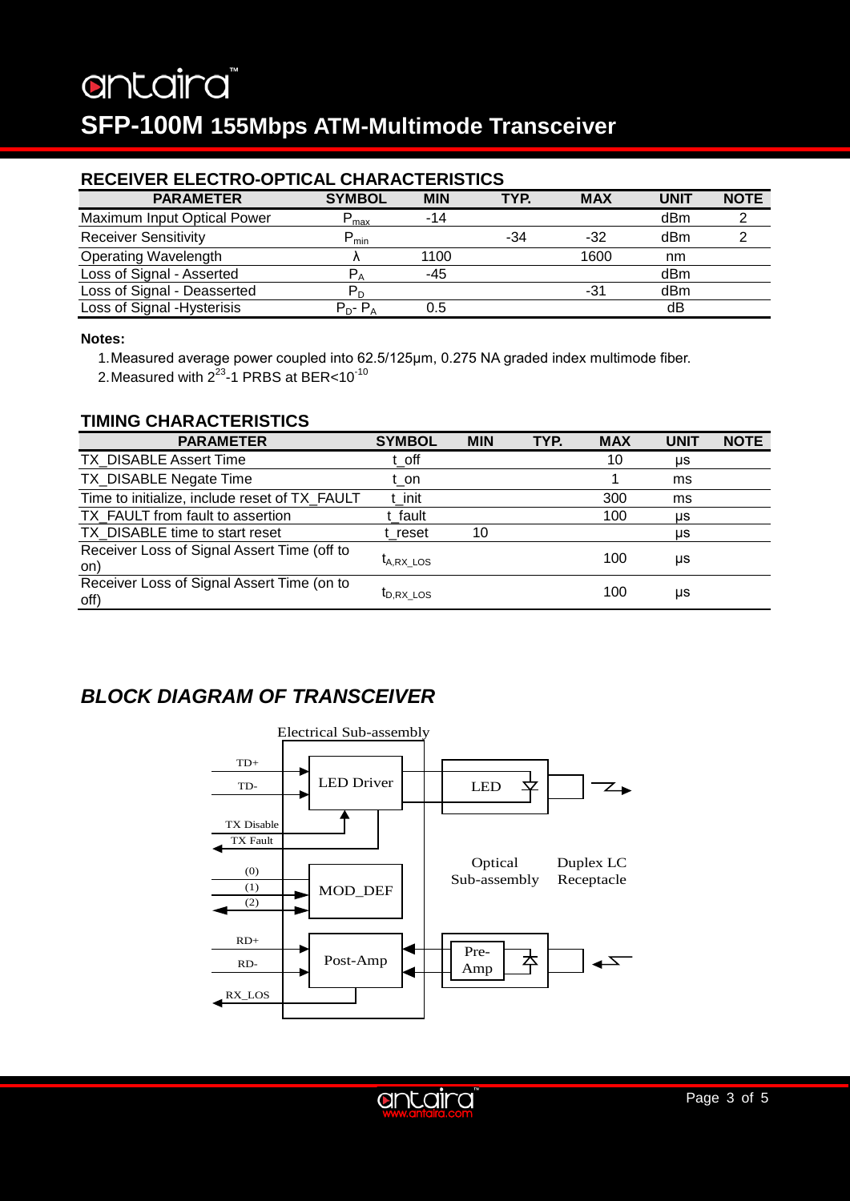## RECEIVER ELECTRO-OPTICAL CHARACTERISTICS

| PARAMETER | SYMBOL | MIN | TYP. | MAX | UNIT | NOTE |
|---|---|---|---|---|---|---|
| Maximum Input Optical Power | $P_{max}$ | -14 | | | dBm | 2 |
| Receiver Sensitivity | $P_{min}$ | | -34 | -32 | dBm | 2 |
| Operating Wavelength | λ | 1100 | | 1600 | nm | |
| Loss of Signal - Asserted | $P_A$ | -45 | | | dBm | |
| Loss of Signal - Deasserted | $P_D$ | | | -31 | dBm | |
| Loss of Signal -Hysterisis | $P_D$- $P_A$ | 0.5 | | | dB | |

**Notes:**

1. Measured average power coupled into 62.5/125μm, 0.275 NA graded index multimode fiber.
2. Measured with $2^{23}$-1 PRBS at BER<$10^{-10}$

## TIMING CHARACTERISTICS

| PARAMETER | SYMBOL | MIN | TYP. | MAX | UNIT | NOTE |
|---|---|---|---|---|---|---|
| TX_DISABLE Assert Time | t_off | | | 10 | μs | |
| TX_DISABLE Negate Time | t_on | | | 1 | ms | |
| Time to initialize, include reset of TX_FAULT | t_init | | | 300 | ms | |
| TX_FAULT from fault to assertion | t_fault | | | 100 | μs | |
| TX_DISABLE time to start reset | t_reset | 10 | | | μs | |
| Receiver Loss of Signal Assert Time (off to on) | $t_{A,RX\_LOS}$ | | | 100 | μs | |
| Receiver Loss of Signal Assert Time (on to off) | $t_{D,RX\_LOS}$ | | | 100 | μs | |

## *BLOCK DIAGRAM OF TRANSCEIVER*

Electrical Sub-assembly

TD+, TD-, TX Disable, TX Fault, (0), (1), (2), RD+, RD-, RX_LOS

LED Driver, MOD_DEF, Post-Amp

LED, Pre-Amp

Optical Sub-assembly

Duplex LC Receptacle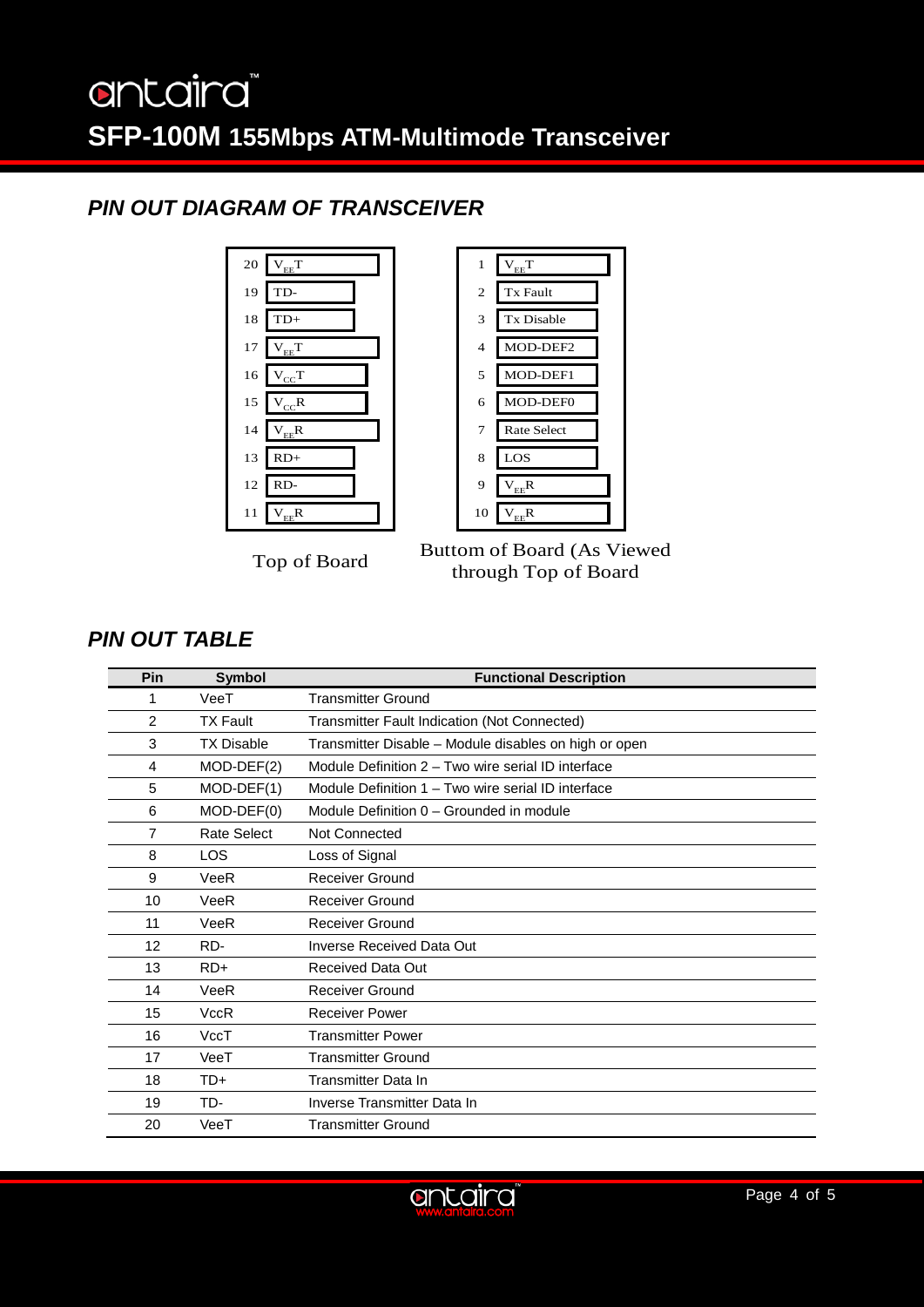## PIN OUT DIAGRAM OF TRANSCEIVER

| Pin | Top of Board |
|---|---|
| 20 | $V_{EE}T$ |
| 19 | TD- |
| 18 | TD+ |
| 17 | $V_{EE}T$ |
| 16 | $V_{CC}T$ |
| 15 | $V_{CC}R$ |
| 14 | $V_{EE}R$ |
| 13 | RD+ |
| 12 | RD- |
| 11 | $V_{EE}R$ |

Top of Board

| Pin | Buttom of Board |
|---|---|
| 1 | $V_{EE}T$ |
| 2 | Tx Fault |
| 3 | Tx Disable |
| 4 | MOD-DEF2 |
| 5 | MOD-DEF1 |
| 6 | MOD-DEF0 |
| 7 | Rate Select |
| 8 | LOS |
| 9 | $V_{EE}R$ |
| 10 | $V_{EE}R$ |

Buttom of Board (As Viewed through Top of Board

## PIN OUT TABLE

| Pin | Symbol | Functional Description |
|---|---|---|
| 1 | VeeT | Transmitter Ground |
| 2 | TX Fault | Transmitter Fault Indication (Not Connected) |
| 3 | TX Disable | Transmitter Disable – Module disables on high or open |
| 4 | MOD-DEF(2) | Module Definition 2 – Two wire serial ID interface |
| 5 | MOD-DEF(1) | Module Definition 1 – Two wire serial ID interface |
| 6 | MOD-DEF(0) | Module Definition 0 – Grounded in module |
| 7 | Rate Select | Not Connected |
| 8 | LOS | Loss of Signal |
| 9 | VeeR | Receiver Ground |
| 10 | VeeR | Receiver Ground |
| 11 | VeeR | Receiver Ground |
| 12 | RD- | Inverse Received Data Out |
| 13 | RD+ | Received Data Out |
| 14 | VeeR | Receiver Ground |
| 15 | VccR | Receiver Power |
| 16 | VccT | Transmitter Power |
| 17 | VeeT | Transmitter Ground |
| 18 | TD+ | Transmitter Data In |
| 19 | TD- | Inverse Transmitter Data In |
| 20 | VeeT | Transmitter Ground |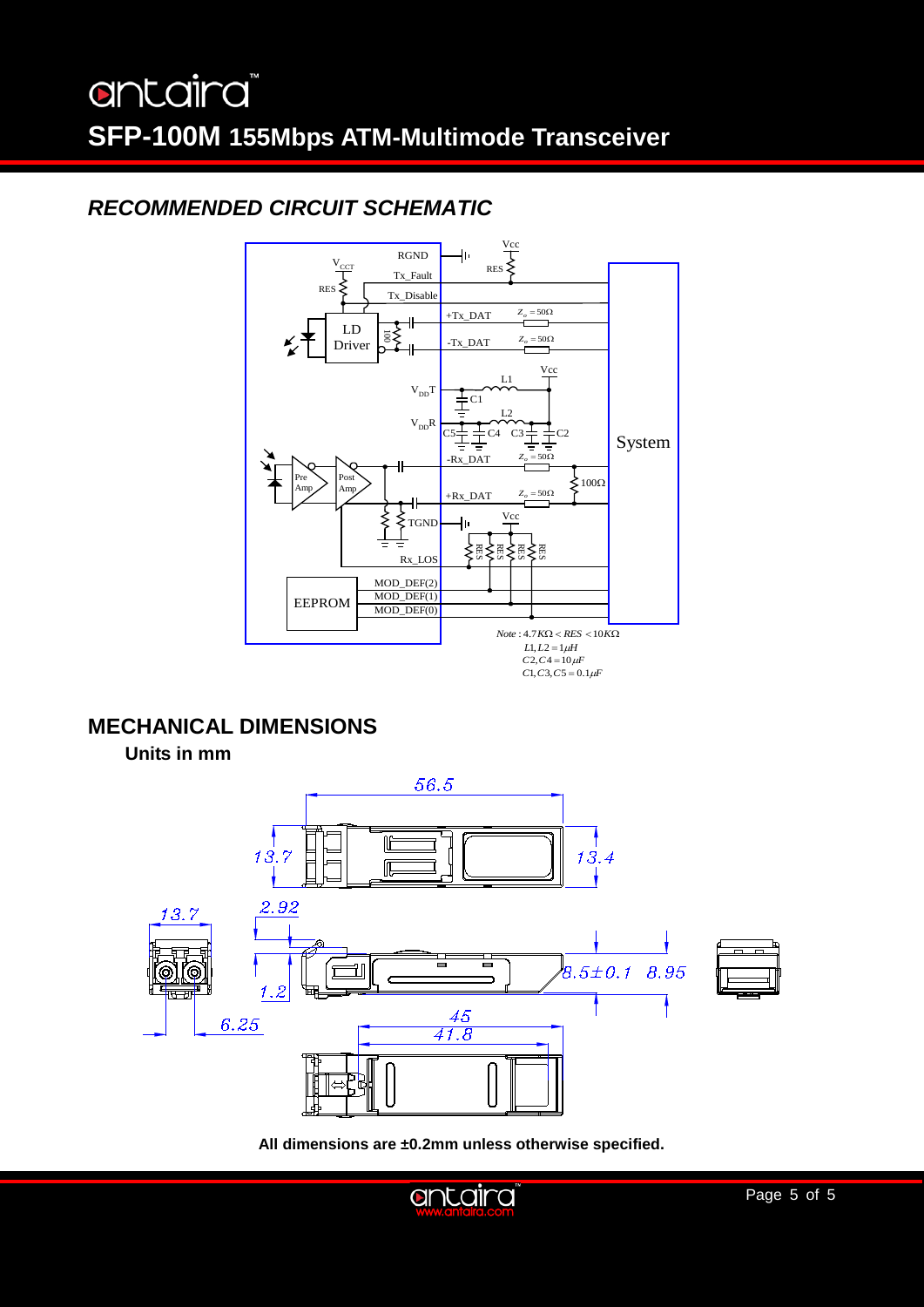## RECOMMENDED CIRCUIT SCHEMATIC

RGND

Vcc

$V_{CCT}$

RES

Tx_Fault

RES

Tx_Disable

+Tx_DAT

$Z_o = 50\Omega$

LD Driver

100

-Tx_DAT

$Z_o = 50\Omega$

Vcc

L1

$V_{DD}T$

C1

L2

$V_{DD}R$

C5

C4

C3

C2

System

-Rx_DAT

$Z_o = 50\Omega$

Pre Amp

Post Amp

100Ω

+Rx_DAT

$Z_o = 50\Omega$

Vcc

TGND

RES

RES

RES

RES

Rx_LOS

MOD_DEF(2)

EEPROM

MOD_DEF(1)

MOD_DEF(0)

$Note: 4.7K\Omega < RES < 10K\Omega$

$L1, L2 = 1\mu H$

$C2, C4 = 10\mu F$

$C1, C3, C5 = 0.1\mu F$

## MECHANICAL DIMENSIONS

**Units in mm**

56.5

13.7

13.4

13.7

2.92

1.2

8.5±0.1

8.95

6.25

45

41.8

**All dimensions are ±0.2mm unless otherwise specified.**